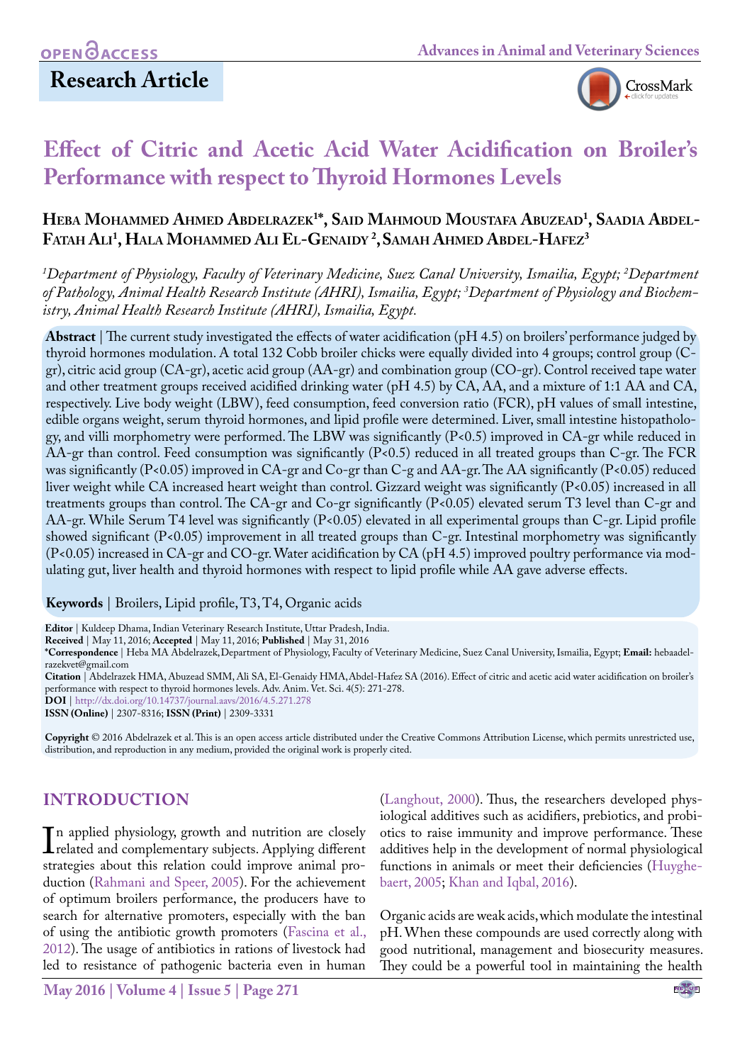OPEN ACCESS

Research Article

# Effect of Citric and Acetic Acid Water Acidification on Broiler's Performance with respect to Thyroid Hormones Levels

**Heba Mohammed Ahmed Abdelrazek[1]*, Said Mahmoud Moustafa Abuzead[1], Saadia Abdel-Fatah Ali[1], Hala Mohammed Ali El-Genaidy [2], Samah Ahmed Abdel-Hafez[3]**

*[1]Department of Physiology, Faculty of Veterinary Medicine, Suez Canal University, Ismailia, Egypt; [2]Department of Pathology, Animal Health Research Institute (AHRI), Ismailia, Egypt; [3]Department of Physiology and Biochemistry, Animal Health Research Institute (AHRI), Ismailia, Egypt.*

**Abstract** | The current study investigated the effects of water acidification (pH 4.5) on broilers' performance judged by thyroid hormones modulation. A total 132 Cobb broiler chicks were equally divided into 4 groups; control group (C-gr), citric acid group (CA-gr), acetic acid group (AA-gr) and combination group (CO-gr). Control received tape water and other treatment groups received acidified drinking water (pH 4.5) by CA, AA, and a mixture of 1:1 AA and CA, respectively. Live body weight (LBW), feed consumption, feed conversion ratio (FCR), pH values of small intestine, edible organs weight, serum thyroid hormones, and lipid profile were determined. Liver, small intestine histopathology, and villi morphometry were performed. The LBW was significantly (P<0.5) improved in CA-gr while reduced in AA-gr than control. Feed consumption was significantly (P<0.5) reduced in all treated groups than C-gr. The FCR was significantly (P<0.05) improved in CA-gr and Co-gr than C-g and AA-gr. The AA significantly (P<0.05) reduced liver weight while CA increased heart weight than control. Gizzard weight was significantly (P<0.05) increased in all treatments groups than control. The CA-gr and Co-gr significantly (P<0.05) elevated serum T3 level than C-gr and AA-gr. While Serum T4 level was significantly (P<0.05) elevated in all experimental groups than C-gr. Lipid profile showed significant (P<0.05) improvement in all treated groups than C-gr. Intestinal morphometry was significantly (P<0.05) increased in CA-gr and CO-gr. Water acidification by CA (pH 4.5) improved poultry performance via modulating gut, liver health and thyroid hormones with respect to lipid profile while AA gave adverse effects.

**Keywords** | Broilers, Lipid profile, T3, T4, Organic acids

**Editor** | Kuldeep Dhama, Indian Veterinary Research Institute, Uttar Pradesh, India.
**Received** | May 11, 2016; **Accepted** | May 11, 2016; **Published** | May 31, 2016
***Correspondence** | Heba MA Abdelrazek, Department of Physiology, Faculty of Veterinary Medicine, Suez Canal University, Ismailia, Egypt; **Email:** hebaadelrazekvet@gmail.com
**Citation** | Abdelrazek HMA, Abuzead SMM, Ali SA, El-Genaidy HMA, Abdel-Hafez SA (2016). Effect of citric and acetic acid water acidification on broiler's performance with respect to thyroid hormones levels. Adv. Anim. Vet. Sci. 4(5): 271-278.
**DOI** | http://dx.doi.org/10.14737/journal.aavs/2016/4.5.271.278
**ISSN (Online)** | 2307-8316; **ISSN (Print)** | 2309-3331

**Copyright** © 2016 Abdelrazek et al. This is an open access article distributed under the Creative Commons Attribution License, which permits unrestricted use, distribution, and reproduction in any medium, provided the original work is properly cited.

## INTRODUCTION

In applied physiology, growth and nutrition are closely related and complementary subjects. Applying different strategies about this relation could improve animal production (Rahmani and Speer, 2005). For the achievement of optimum broilers performance, the producers have to search for alternative promoters, especially with the ban of using the antibiotic growth promoters (Fascina et al., 2012). The usage of antibiotics in rations of livestock had led to resistance of pathogenic bacteria even in human (Langhout, 2000). Thus, the researchers developed physiological additives such as acidifiers, prebiotics, and probiotics to raise immunity and improve performance. These additives help in the development of normal physiological functions in animals or meet their deficiencies (Huyghebaert, 2005; Khan and Iqbal, 2016).

Organic acids are weak acids, which modulate the intestinal pH. When these compounds are used correctly along with good nutritional, management and biosecurity measures. They could be a powerful tool in maintaining the health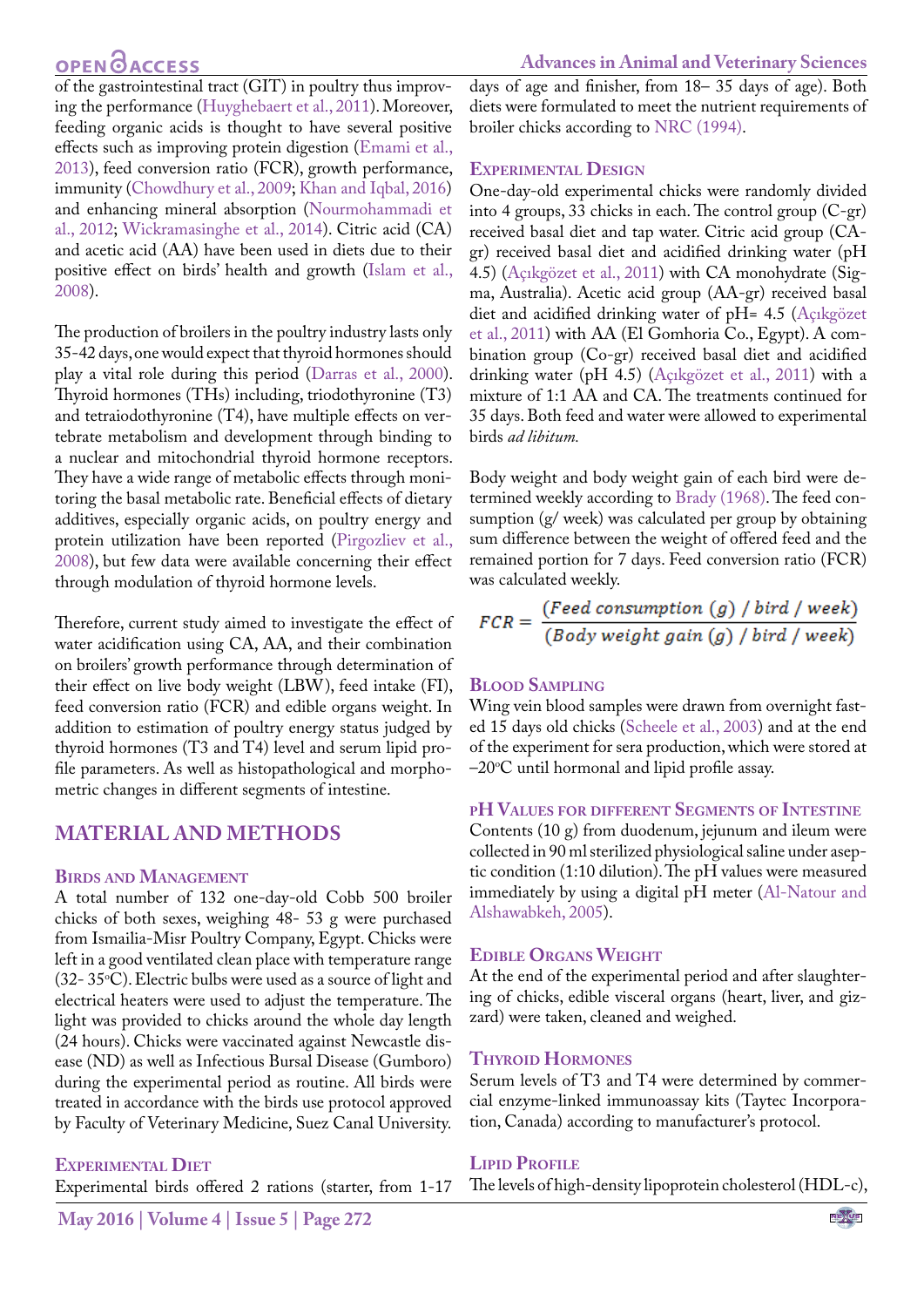of the gastrointestinal tract (GIT) in poultry thus improving the performance (Huyghebaert et al., 2011). Moreover, feeding organic acids is thought to have several positive effects such as improving protein digestion (Emami et al., 2013), feed conversion ratio (FCR), growth performance, immunity (Chowdhury et al., 2009; Khan and Iqbal, 2016) and enhancing mineral absorption (Nourmohammadi et al., 2012; Wickramasinghe et al., 2014). Citric acid (CA) and acetic acid (AA) have been used in diets due to their positive effect on birds' health and growth (Islam et al., 2008).

The production of broilers in the poultry industry lasts only 35-42 days, one would expect that thyroid hormones should play a vital role during this period (Darras et al., 2000). Thyroid hormones (THs) including, triodothyronine (T3) and tetraiodothyronine (T4), have multiple effects on vertebrate metabolism and development through binding to a nuclear and mitochondrial thyroid hormone receptors. They have a wide range of metabolic effects through monitoring the basal metabolic rate. Beneficial effects of dietary additives, especially organic acids, on poultry energy and protein utilization have been reported (Pirgozliev et al., 2008), but few data were available concerning their effect through modulation of thyroid hormone levels.

Therefore, current study aimed to investigate the effect of water acidification using CA, AA, and their combination on broilers' growth performance through determination of their effect on live body weight (LBW), feed intake (FI), feed conversion ratio (FCR) and edible organs weight. In addition to estimation of poultry energy status judged by thyroid hormones (T3 and T4) level and serum lipid profile parameters. As well as histopathological and morphometric changes in different segments of intestine.

## MATERIAL AND METHODS

### Birds and Management

A total number of 132 one-day-old Cobb 500 broiler chicks of both sexes, weighing 48- 53 g were purchased from Ismailia-Misr Poultry Company, Egypt. Chicks were left in a good ventilated clean place with temperature range (32- 35°C). Electric bulbs were used as a source of light and electrical heaters were used to adjust the temperature. The light was provided to chicks around the whole day length (24 hours). Chicks were vaccinated against Newcastle disease (ND) as well as Infectious Bursal Disease (Gumboro) during the experimental period as routine. All birds were treated in accordance with the birds use protocol approved by Faculty of Veterinary Medicine, Suez Canal University.

### Experimental Diet

Experimental birds offered 2 rations (starter, from 1-17 days of age and finisher, from 18– 35 days of age). Both diets were formulated to meet the nutrient requirements of broiler chicks according to NRC (1994).

### Experimental Design

One-day-old experimental chicks were randomly divided into 4 groups, 33 chicks in each. The control group (C-gr) received basal diet and tap water. Citric acid group (CA-gr) received basal diet and acidified drinking water (pH 4.5) (Açıkgözet et al., 2011) with CA monohydrate (Sigma, Australia). Acetic acid group (AA-gr) received basal diet and acidified drinking water of pH= 4.5 (Açıkgözet et al., 2011) with AA (El Gomhoria Co., Egypt). A combination group (Co-gr) received basal diet and acidified drinking water (pH 4.5) (Açıkgözet et al., 2011) with a mixture of 1:1 AA and CA. The treatments continued for 35 days. Both feed and water were allowed to experimental birds *ad libitum.*

Body weight and body weight gain of each bird were determined weekly according to Brady (1968). The feed consumption (g/ week) was calculated per group by obtaining sum difference between the weight of offered feed and the remained portion for 7 days. Feed conversion ratio (FCR) was calculated weekly.

$$FCR = \frac{(Feed\ consumption\ (g)\ /\ bird\ /\ week)}{(Body\ weight\ gain\ (g)\ /\ bird\ /\ week)}$$

### Blood Sampling

Wing vein blood samples were drawn from overnight fasted 15 days old chicks (Scheele et al., 2003) and at the end of the experiment for sera production, which were stored at –20°C until hormonal and lipid profile assay.

### pH Values for different Segments of Intestine

Contents (10 g) from duodenum, jejunum and ileum were collected in 90 ml sterilized physiological saline under aseptic condition (1:10 dilution). The pH values were measured immediately by using a digital pH meter (Al-Natour and Alshawabkeh, 2005).

### Edible Organs Weight

At the end of the experimental period and after slaughtering of chicks, edible visceral organs (heart, liver, and gizzard) were taken, cleaned and weighed.

### Thyroid Hormones

Serum levels of T3 and T4 were determined by commercial enzyme-linked immunoassay kits (Taytec Incorporation, Canada) according to manufacturer's protocol.

### Lipid Profile

The levels of high-density lipoprotein cholesterol (HDL-c),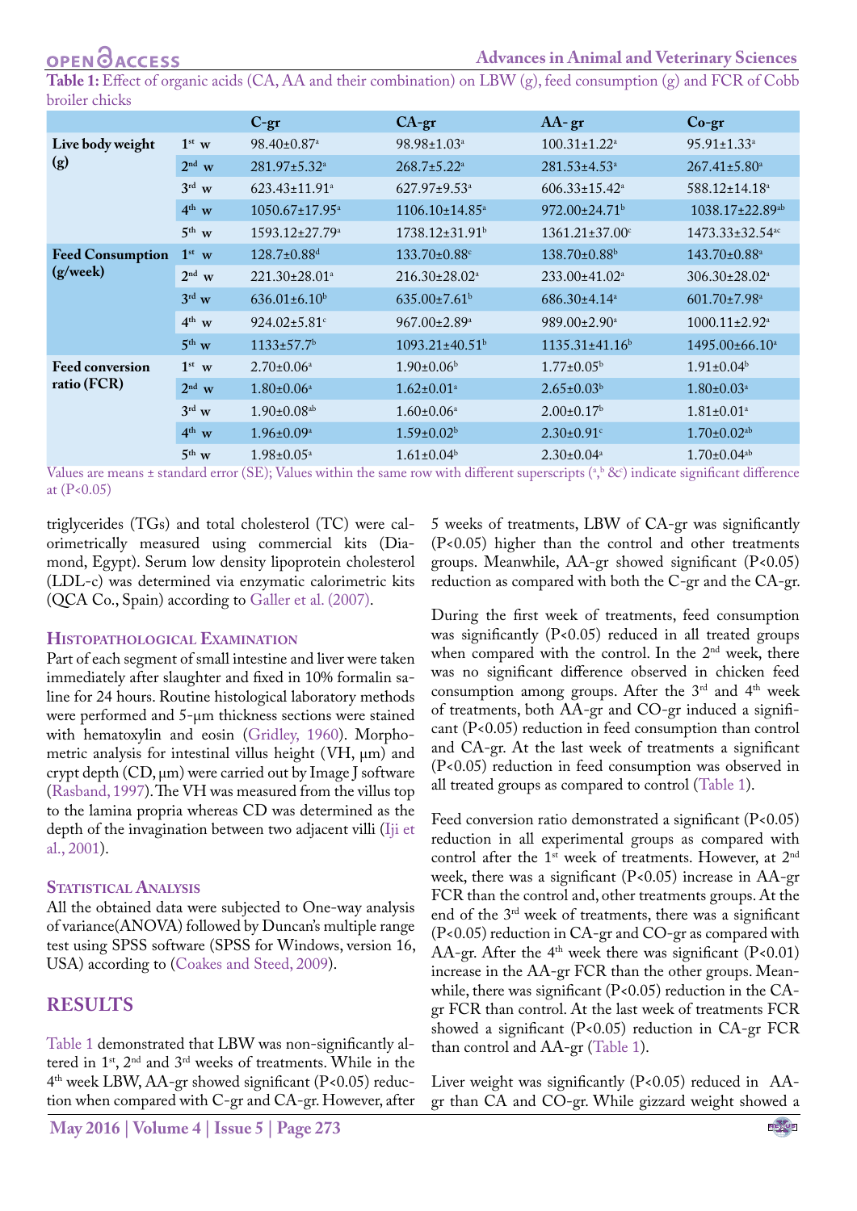**Table 1:** Effect of organic acids (CA, AA and their combination) on LBW (g), feed consumption (g) and FCR of Cobb broiler chicks

| | | C-gr | CA-gr | AA- gr | Co-gr |
|---|---|---|---|---|---|
| **Live body weight (g)** | 1st w | 98.40±0.87[a] | 98.98±1.03[a] | 100.31±1.22[a] | 95.91±1.33[a] |
| | 2nd w | 281.97±5.32[a] | 268.7±5.22[a] | 281.53±4.53[a] | 267.41±5.80[a] |
| | 3rd w | 623.43±11.91[a] | 627.97±9.53[a] | 606.33±15.42[a] | 588.12±14.18[a] |
| | 4th w | 1050.67±17.95[a] | 1106.10±14.85[a] | 972.00±24.71[b] | 1038.17±22.89[ab] |
| | 5th w | 1593.12±27.79[a] | 1738.12±31.91[b] | 1361.21±37.00[c] | 1473.33±32.54[ac] |
| **Feed Consumption (g/week)** | 1st w | 128.7±0.88[d] | 133.70±0.88[c] | 138.70±0.88[b] | 143.70±0.88[a] |
| | 2nd w | 221.30±28.01[a] | 216.30±28.02[a] | 233.00±41.02[a] | 306.30±28.02[a] |
| | 3rd w | 636.01±6.10[b] | 635.00±7.61[b] | 686.30±4.14[a] | 601.70±7.98[a] |
| | 4th w | 924.02±5.81[c] | 967.00±2.89[a] | 989.00±2.90[a] | 1000.11±2.92[a] |
| | 5th w | 1133±57.7[b] | 1093.21±40.51[b] | 1135.31±41.16[b] | 1495.00±66.10[a] |
| **Feed conversion ratio (FCR)** | 1st w | 2.70±0.06[a] | 1.90±0.06[b] | 1.77±0.05[b] | 1.91±0.04[b] |
| | 2nd w | 1.80±0.06[a] | 1.62±0.01[a] | 2.65±0.03[b] | 1.80±0.03[a] |
| | 3rd w | 1.90±0.08[ab] | 1.60±0.06[a] | 2.00±0.17[b] | 1.81±0.01[a] |
| | 4th w | 1.96±0.09[a] | 1.59±0.02[b] | 2.30±0.91[c] | 1.70±0.02[ab] |
| | 5th w | 1.98±0.05[a] | 1.61±0.04[b] | 2.30±0.04[a] | 1.70±0.04[ab] |

Values are means ± standard error (SE); Values within the same row with different superscripts ([a],[b] &[c]) indicate significant difference at (P<0.05)

triglycerides (TGs) and total cholesterol (TC) were calorimetrically measured using commercial kits (Diamond, Egypt). Serum low density lipoprotein cholesterol (LDL-c) was determined via enzymatic calorimetric kits (QCA Co., Spain) according to Galler et al. (2007).

### Histopathological Examination

Part of each segment of small intestine and liver were taken immediately after slaughter and fixed in 10% formalin saline for 24 hours. Routine histological laboratory methods were performed and 5-μm thickness sections were stained with hematoxylin and eosin (Gridley, 1960). Morphometric analysis for intestinal villus height (VH, μm) and crypt depth (CD, μm) were carried out by Image J software (Rasband, 1997). The VH was measured from the villus top to the lamina propria whereas CD was determined as the depth of the invagination between two adjacent villi (Iji et al., 2001).

### Statistical Analysis

All the obtained data were subjected to One-way analysis of variance(ANOVA) followed by Duncan's multiple range test using SPSS software (SPSS for Windows, version 16, USA) according to (Coakes and Steed, 2009).

## RESULTS

Table 1 demonstrated that LBW was non-significantly altered in 1st, 2nd and 3rd weeks of treatments. While in the 4th week LBW, AA-gr showed significant (P<0.05) reduction when compared with C-gr and CA-gr. However, after 5 weeks of treatments, LBW of CA-gr was significantly (P<0.05) higher than the control and other treatments groups. Meanwhile, AA-gr showed significant (P<0.05) reduction as compared with both the C-gr and the CA-gr.

During the first week of treatments, feed consumption was significantly (P<0.05) reduced in all treated groups when compared with the control. In the 2nd week, there was no significant difference observed in chicken feed consumption among groups. After the 3rd and 4th week of treatments, both AA-gr and CO-gr induced a significant (P<0.05) reduction in feed consumption than control and CA-gr. At the last week of treatments a significant (P<0.05) reduction in feed consumption was observed in all treated groups as compared to control (Table 1).

Feed conversion ratio demonstrated a significant (P<0.05) reduction in all experimental groups as compared with control after the 1st week of treatments. However, at 2nd week, there was a significant (P<0.05) increase in AA-gr FCR than the control and, other treatments groups. At the end of the 3rd week of treatments, there was a significant (P<0.05) reduction in CA-gr and CO-gr as compared with AA-gr. After the 4th week there was significant (P<0.01) increase in the AA-gr FCR than the other groups. Meanwhile, there was significant (P<0.05) reduction in the CA-gr FCR than control. At the last week of treatments FCR showed a significant (P<0.05) reduction in CA-gr FCR than control and AA-gr (Table 1).

Liver weight was significantly (P<0.05) reduced in AA-gr than CA and CO-gr. While gizzard weight showed a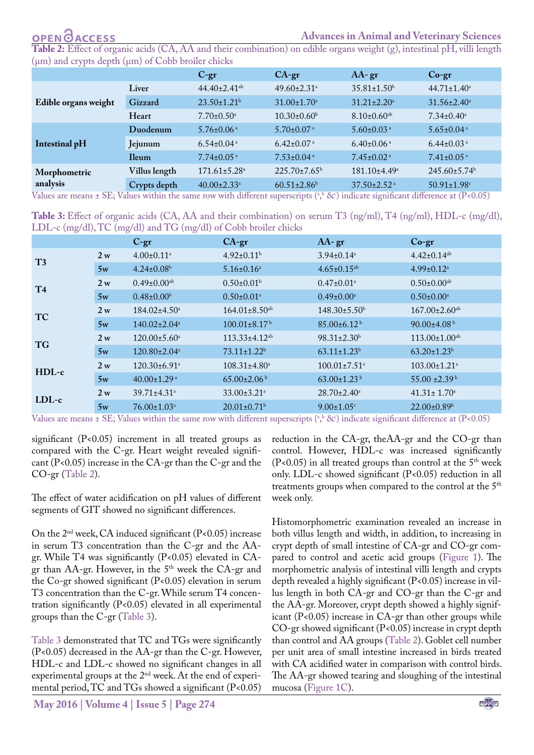**Table 2:** Effect of organic acids (CA, AA and their combination) on edible organs weight (g), intestinal pH, villi length (µm) and crypts depth (µm) of Cobb broiler chicks

| | | C-gr | CA-gr | AA- gr | Co-gr |
|---|---|---|---|---|---|
| **Edible organs weight** | Liver | 44.40±2.41[ab] | 49.60±2.31[a] | 35.81±1.50[b] | 44.71±1.40[a] |
| | Gizzard | 23.50±1.21[b] | 31.00±1.70[a] | 31.21±2.20[a] | 31.56±2.40[a] |
| | Heart | 7.70±0.50[a] | 10.30±0.60[b] | 8.10±0.60[ab] | 7.34±0.40[a] |
| **Intestinal pH** | Duodenum | 5.76±0.06[a] | 5.70±0.07[a] | 5.60±0.03[a] | 5.65±0.04[a] |
| | Jejunum | 6.54±0.04[a] | 6.42±0.07[a] | 6.40±0.06[a] | 6.44±0.03[a] |
| | Ileum | 7.74±0.05[a] | 7.53±0.04[a] | 7.45±0.02[a] | 7.41±0.05[a] |
| **Morphometric analysis** | Villus length | 171.61±5.28[a] | 225.70±7.65[b] | 181.10±4.49[a] | 245.60±5.74[b] |
| | Crypts depth | 40.00±2.33[a] | 60.51±2.86[b] | 37.50±2.52[a] | 50.91±1.98[c] |

Values are means ± SE; Values within the same row with different superscripts ([a], [b] &[c]) indicate significant difference at (P<0.05)

**Table 3:** Effect of organic acids (CA, AA and their combination) on serum T3 (ng/ml), T4 (ng/ml), HDL-c (mg/dl), LDL-c (mg/dl), TC (mg/dl) and TG (mg/dl) of Cobb broiler chicks

| | | C-gr | CA-gr | AA- gr | Co-gr |
|---|---|---|---|---|---|
| **T3** | 2 w | 4.00±0.11[a] | 4.92±0.11[b] | 3.94±0.14[a] | 4.42±0.14[ab] |
| | 5w | 4.24±0.08[b] | 5.16±0.16[a] | 4.65±0.15[ab] | 4.99±0.12[a] |
| **T4** | 2 w | 0.49±0.00[ab] | 0.50±0.01[b] | 0.47±0.01[a] | 0.50±0.00[ab] |
| | 5w | 0.48±0.00[b] | 0.50±0.01[a] | 0.49±0.00[a] | 0.50±0.00[a] |
| **TC** | 2 w | 184.02±4.50[a] | 164.01±8.50[ab] | 148.30±5.50[b] | 167.00±2.60[ab] |
| | 5w | 140.02±2.04[a] | 100.01±8.17[b] | 85.00±6.12[b] | 90.00±4.08[b] |
| **TG** | 2 w | 120.00±5.60[a] | 113.33±4.12[ab] | 98.31±2.30[b] | 113.00±1.00[ab] |
| | 5w | 120.80±2.04[a] | 73.11±1.22[b] | 63.11±1.23[b] | 63.20±1.23[b] |
| **HDL-c** | 2 w | 120.30±6.91[a] | 108.31±4.80[a] | 100.01±7.51[a] | 103.00±1.21[a] |
| | 5w | 40.00±1.29[a] | 65.00±2.06[b] | 63.00±1.23[b] | 55.00 ±2.39[b] |
| **LDL-c** | 2 w | 39.71±4.31[a] | 33.00±3.21[a] | 28.70±2.40[a] | 41.31± 1.70[a] |
| | 5w | 76.00±1.03[a] | 20.01±0.71[b] | 9.00±1.05[c] | 22.00±0.89[b] |

Values are means ± SE; Values within the same row with different superscripts ([a], [b] &[c]) indicate significant difference at (P<0.05)

significant (P<0.05) increment in all treated groups as compared with the C-gr. Heart weight revealed significant (P<0.05) increase in the CA-gr than the C-gr and the CO-gr (Table 2).

The effect of water acidification on pH values of different segments of GIT showed no significant differences.

On the 2nd week, CA induced significant (P<0.05) increase in serum T3 concentration than the C-gr and the AA-gr. While T4 was significantly (P<0.05) elevated in CA-gr than AA-gr. However, in the 5th week the CA-gr and the Co-gr showed significant (P<0.05) elevation in serum T3 concentration than the C-gr. While serum T4 concentration significantly (P<0.05) elevated in all experimental groups than the C-gr (Table 3).

Table 3 demonstrated that TC and TGs were significantly (P<0.05) decreased in the AA-gr than the C-gr. However, HDL-c and LDL-c showed no significant changes in all experimental groups at the 2nd week. At the end of experimental period, TC and TGs showed a significant (P<0.05) reduction in the CA-gr, theAA-gr and the CO-gr than control. However, HDL-c was increased significantly (P<0.05) in all treated groups than control at the 5th week only. LDL-c showed significant (P<0.05) reduction in all treatments groups when compared to the control at the 5th week only.

Histomorphometric examination revealed an increase in both villus length and width, in addition, to increasing in crypt depth of small intestine of CA-gr and CO-gr compared to control and acetic acid groups (Figure 1). The morphometric analysis of intestinal villi length and crypts depth revealed a highly significant (P<0.05) increase in villus length in both CA-gr and CO-gr than the C-gr and the AA-gr. Moreover, crypt depth showed a highly significant (P<0.05) increase in CA-gr than other groups while CO-gr showed significant (P<0.05) increase in crypt depth than control and AA groups (Table 2). Goblet cell number per unit area of small intestine increased in birds treated with CA acidified water in comparison with control birds. The AA-gr showed tearing and sloughing of the intestinal mucosa (Figure 1C).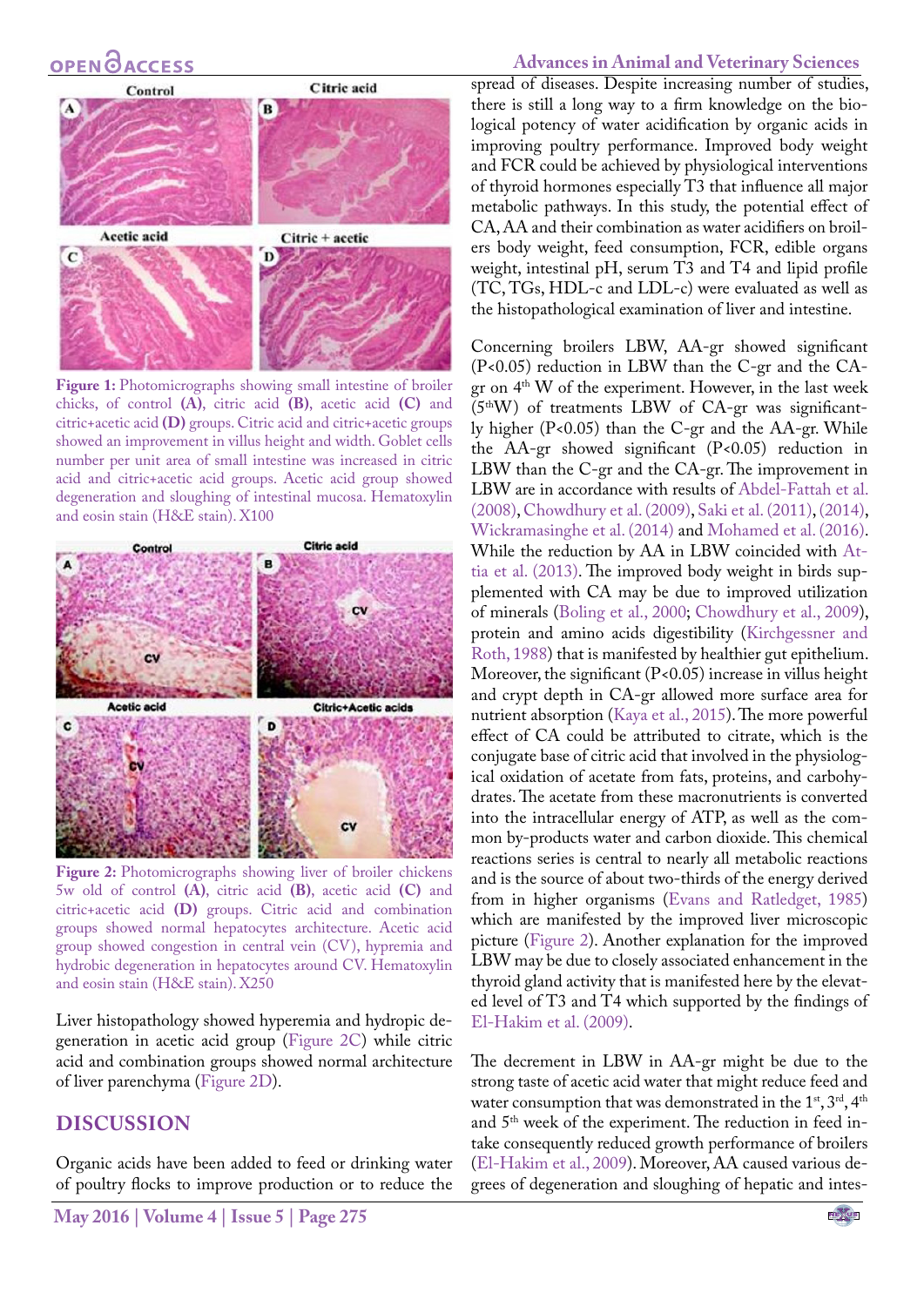**Figure 1:** Photomicrographs showing small intestine of broiler chicks, of control **(A)**, citric acid **(B)**, acetic acid **(C)** and citric+acetic acid **(D)** groups. Citric acid and citric+acetic groups showed an improvement in villus height and width. Goblet cells number per unit area of small intestine was increased in citric acid and citric+acetic acid groups. Acetic acid group showed degeneration and sloughing of intestinal mucosa. Hematoxylin and eosin stain (H&E stain). X100

**Figure 2:** Photomicrographs showing liver of broiler chickens 5w old of control **(A)**, citric acid **(B)**, acetic acid **(C)** and citric+acetic acid **(D)** groups. Citric acid and combination groups showed normal hepatocytes architecture. Acetic acid group showed congestion in central vein (CV), hypremia and hydrobic degeneration in hepatocytes around CV. Hematoxylin and eosin stain (H&E stain). X250

Liver histopathology showed hyperemia and hydropic degeneration in acetic acid group (Figure 2C) while citric acid and combination groups showed normal architecture of liver parenchyma (Figure 2D).

## DISCUSSION

Organic acids have been added to feed or drinking water of poultry flocks to improve production or to reduce the spread of diseases. Despite increasing number of studies, there is still a long way to a firm knowledge on the biological potency of water acidification by organic acids in improving poultry performance. Improved body weight and FCR could be achieved by physiological interventions of thyroid hormones especially T3 that influence all major metabolic pathways. In this study, the potential effect of CA, AA and their combination as water acidifiers on broilers body weight, feed consumption, FCR, edible organs weight, intestinal pH, serum T3 and T4 and lipid profile (TC, TGs, HDL-c and LDL-c) were evaluated as well as the histopathological examination of liver and intestine.

Concerning broilers LBW, AA-gr showed significant ($P<0.05$) reduction in LBW than the C-gr and the CA-gr on 4[th] W of the experiment. However, in the last week (5[th]W) of treatments LBW of CA-gr was significantly higher ($P<0.05$) than the C-gr and the AA-gr. While the AA-gr showed significant ($P<0.05$) reduction in LBW than the C-gr and the CA-gr. The improvement in LBW are in accordance with results of Abdel-Fattah et al. (2008), Chowdhury et al. (2009), Saki et al. (2011), (2014), Wickramasinghe et al. (2014) and Mohamed et al. (2016). While the reduction by AA in LBW coincided with Attia et al. (2013). The improved body weight in birds supplemented with CA may be due to improved utilization of minerals (Boling et al., 2000; Chowdhury et al., 2009), protein and amino acids digestibility (Kirchgessner and Roth, 1988) that is manifested by healthier gut epithelium. Moreover, the significant ($P<0.05$) increase in villus height and crypt depth in CA-gr allowed more surface area for nutrient absorption (Kaya et al., 2015). The more powerful effect of CA could be attributed to citrate, which is the conjugate base of citric acid that involved in the physiological oxidation of acetate from fats, proteins, and carbohydrates. The acetate from these macronutrients is converted into the intracellular energy of ATP, as well as the common by-products water and carbon dioxide. This chemical reactions series is central to nearly all metabolic reactions and is the source of about two-thirds of the energy derived from in higher organisms (Evans and Ratledget, 1985) which are manifested by the improved liver microscopic picture (Figure 2). Another explanation for the improved LBW may be due to closely associated enhancement in the thyroid gland activity that is manifested here by the elevated level of T3 and T4 which supported by the findings of El-Hakim et al. (2009).

The decrement in LBW in AA-gr might be due to the strong taste of acetic acid water that might reduce feed and water consumption that was demonstrated in the 1[st], 3[rd], 4[th] and 5[th] week of the experiment. The reduction in feed intake consequently reduced growth performance of broilers (El-Hakim et al., 2009). Moreover, AA caused various degrees of degeneration and sloughing of hepatic and intes-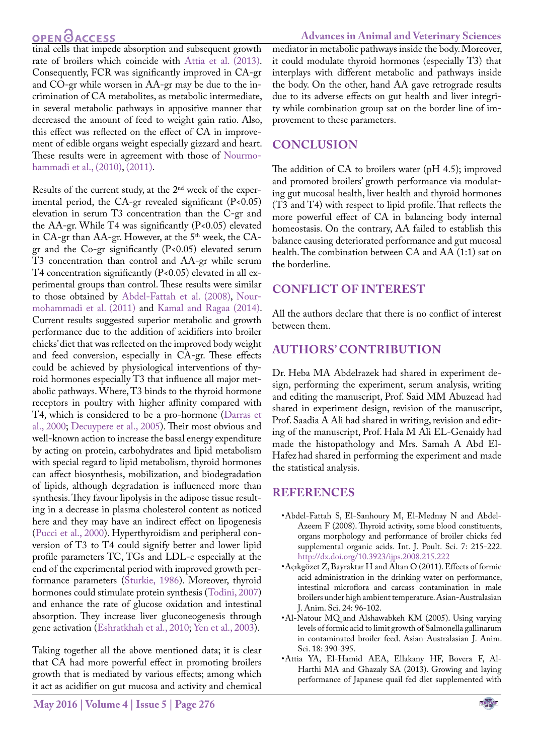tinal cells that impede absorption and subsequent growth rate of broilers which coincide with Attia et al. (2013). Consequently, FCR was significantly improved in CA-gr and CO-gr while worsen in AA-gr may be due to the incrimination of CA metabolites, as metabolic intermediate, in several metabolic pathways in appositive manner that decreased the amount of feed to weight gain ratio. Also, this effect was reflected on the effect of CA in improvement of edible organs weight especially gizzard and heart. These results were in agreement with those of Nourmohammadi et al., (2010), (2011).

Results of the current study, at the 2nd week of the experimental period, the CA-gr revealed significant ($P<0.05$) elevation in serum T3 concentration than the C-gr and the AA-gr. While T4 was significantly ($P<0.05$) elevated in CA-gr than AA-gr. However, at the 5th week, the CA-gr and the Co-gr significantly ($P<0.05$) elevated serum T3 concentration than control and AA-gr while serum T4 concentration significantly ($P<0.05$) elevated in all experimental groups than control. These results were similar to those obtained by Abdel-Fattah et al. (2008), Nourmohammadi et al. (2011) and Kamal and Ragaa (2014). Current results suggested superior metabolic and growth performance due to the addition of acidifiers into broiler chicks' diet that was reflected on the improved body weight and feed conversion, especially in CA-gr. These effects could be achieved by physiological interventions of thyroid hormones especially T3 that influence all major metabolic pathways. Where, T3 binds to the thyroid hormone receptors in poultry with higher affinity compared with T4, which is considered to be a pro-hormone (Darras et al., 2000; Decuypere et al., 2005). Their most obvious and well-known action to increase the basal energy expenditure by acting on protein, carbohydrates and lipid metabolism with special regard to lipid metabolism, thyroid hormones can affect biosynthesis, mobilization, and biodegradation of lipids, although degradation is influenced more than synthesis. They favour lipolysis in the adipose tissue resulting in a decrease in plasma cholesterol content as noticed here and they may have an indirect effect on lipogenesis (Pucci et al., 2000). Hyperthyroidism and peripheral conversion of T3 to T4 could signify better and lower lipid profile parameters TC, TGs and LDL-c especially at the end of the experimental period with improved growth performance parameters (Sturkie, 1986). Moreover, thyroid hormones could stimulate protein synthesis (Todini, 2007) and enhance the rate of glucose oxidation and intestinal absorption. They increase liver gluconeogenesis through gene activation (Eshratkhah et al., 2010; Yen et al., 2003).

Taking together all the above mentioned data; it is clear that CA had more powerful effect in promoting broilers growth that is mediated by various effects; among which it act as acidifier on gut mucosa and activity and chemical mediator in metabolic pathways inside the body. Moreover, it could modulate thyroid hormones (especially T3) that interplays with different metabolic and pathways inside the body. On the other, hand AA gave retrograde results due to its adverse effects on gut health and liver integrity while combination group sat on the border line of improvement to these parameters.

## CONCLUSION

The addition of CA to broilers water (pH 4.5); improved and promoted broilers' growth performance via modulating gut mucosal health, liver health and thyroid hormones (T3 and T4) with respect to lipid profile. That reflects the more powerful effect of CA in balancing body internal homeostasis. On the contrary, AA failed to establish this balance causing deteriorated performance and gut mucosal health. The combination between CA and AA (1:1) sat on the borderline.

## CONFLICT OF INTEREST

All the authors declare that there is no conflict of interest between them.

## AUTHORS' CONTRIBUTION

Dr. Heba MA Abdelrazek had shared in experiment design, performing the experiment, serum analysis, writing and editing the manuscript, Prof. Said MM Abuzead had shared in experiment design, revision of the manuscript, Prof. Saadia A Ali had shared in writing, revision and editing of the manuscript, Prof. Hala M Ali EL-Genaidy had made the histopathology and Mrs. Samah A Abd El-Hafez had shared in performing the experiment and made the statistical analysis.

## REFERENCES

- Abdel-Fattah S, El-Sanhoury M, El-Mednay N and Abdel-Azeem F (2008). Thyroid activity, some blood constituents, organs morphology and performance of broiler chicks fed supplemental organic acids. Int. J. Poult. Sci. 7: 215-222. http://dx.doi.org/10.3923/ijps.2008.215.222
- Açıkgözet Z, Bayraktar H and Altan O (2011). Effects of formic acid administration in the drinking water on performance, intestinal microflora and carcass contamination in male broilers under high ambient temperature. Asian-Australasian J. Anim. Sci. 24: 96-102.
- Al-Natour MQ and Alshawabkeh KM (2005). Using varying levels of formic acid to limit growth of Salmonella gallinarum in contaminated broiler feed. Asian-Australasian J. Anim. Sci. 18: 390-395.
- Attia YA, El-Hamid AEA, Ellakany HF, Bovera F, Al-Harthi MA and Ghazaly SA (2013). Growing and laying performance of Japanese quail fed diet supplemented with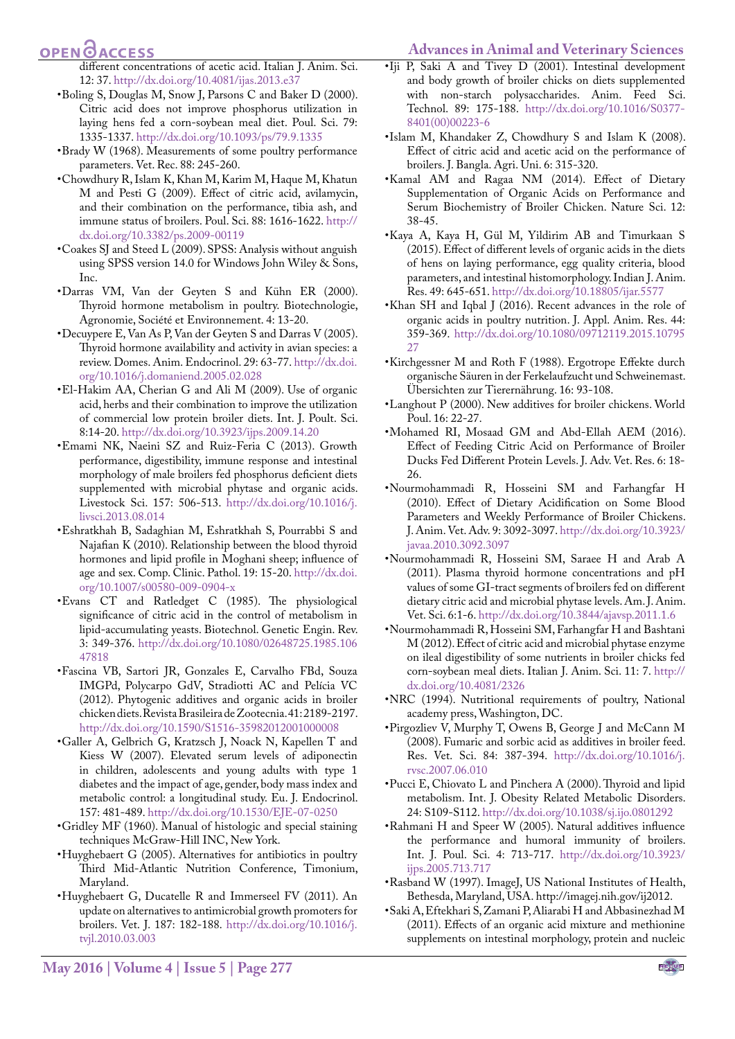different concentrations of acetic acid. Italian J. Anim. Sci. 12: 37. http://dx.doi.org/10.4081/ijas.2013.e37

- Boling S, Douglas M, Snow J, Parsons C and Baker D (2000). Citric acid does not improve phosphorus utilization in laying hens fed a corn-soybean meal diet. Poul. Sci. 79: 1335-1337. http://dx.doi.org/10.1093/ps/79.9.1335
- Brady W (1968). Measurements of some poultry performance parameters. Vet. Rec. 88: 245-260.
- Chowdhury R, Islam K, Khan M, Karim M, Haque M, Khatun M and Pesti G (2009). Effect of citric acid, avilamycin, and their combination on the performance, tibia ash, and immune status of broilers. Poul. Sci. 88: 1616-1622. http://dx.doi.org/10.3382/ps.2009-00119
- Coakes SJ and Steed L (2009). SPSS: Analysis without anguish using SPSS version 14.0 for Windows John Wiley & Sons, Inc.
- Darras VM, Van der Geyten S and Kühn ER (2000). Thyroid hormone metabolism in poultry. Biotechnologie, Agronomie, Société et Environnement. 4: 13-20.
- Decuypere E, Van As P, Van der Geyten S and Darras V (2005). Thyroid hormone availability and activity in avian species: a review. Domes. Anim. Endocrinol. 29: 63-77. http://dx.doi.org/10.1016/j.domaniend.2005.02.028
- El-Hakim AA, Cherian G and Ali M (2009). Use of organic acid, herbs and their combination to improve the utilization of commercial low protein broiler diets. Int. J. Poult. Sci. 8:14-20. http://dx.doi.org/10.3923/ijps.2009.14.20
- Emami NK, Naeini SZ and Ruiz-Feria C (2013). Growth performance, digestibility, immune response and intestinal morphology of male broilers fed phosphorus deficient diets supplemented with microbial phytase and organic acids. Livestock Sci. 157: 506-513. http://dx.doi.org/10.1016/j.livsci.2013.08.014
- Eshratkhah B, Sadaghian M, Eshratkhah S, Pourrabbi S and Najafian K (2010). Relationship between the blood thyroid hormones and lipid profile in Moghani sheep; influence of age and sex. Comp. Clinic. Pathol. 19: 15-20. http://dx.doi.org/10.1007/s00580-009-0904-x
- Evans CT and Ratledget C (1985). The physiological significance of citric acid in the control of metabolism in lipid-accumulating yeasts. Biotechnol. Genetic Engin. Rev. 3: 349-376. http://dx.doi.org/10.1080/02648725.1985.10647818
- Fascina VB, Sartori JR, Gonzales E, Carvalho FBd, Souza IMGPd, Polycarpo GdV, Stradiotti AC and Pelícia VC (2012). Phytogenic additives and organic acids in broiler chicken diets. Revista Brasileira de Zootecnia. 41: 2189-2197. http://dx.doi.org/10.1590/S1516-35982012001000008
- Galler A, Gelbrich G, Kratzsch J, Noack N, Kapellen T and Kiess W (2007). Elevated serum levels of adiponectin in children, adolescents and young adults with type 1 diabetes and the impact of age, gender, body mass index and metabolic control: a longitudinal study. Eu. J. Endocrinol. 157: 481-489. http://dx.doi.org/10.1530/EJE-07-0250
- Gridley MF (1960). Manual of histologic and special staining techniques McGraw-Hill INC, New York.
- Huyghebaert G (2005). Alternatives for antibiotics in poultry Third Mid-Atlantic Nutrition Conference, Timonium, Maryland.
- Huyghebaert G, Ducatelle R and Immerseel FV (2011). An update on alternatives to antimicrobial growth promoters for broilers. Vet. J. 187: 182-188. http://dx.doi.org/10.1016/j.tvjl.2010.03.003
- Iji P, Saki A and Tivey D (2001). Intestinal development and body growth of broiler chicks on diets supplemented with non-starch polysaccharides. Anim. Feed Sci. Technol. 89: 175-188. http://dx.doi.org/10.1016/S0377-8401(00)00223-6
- Islam M, Khandaker Z, Chowdhury S and Islam K (2008). Effect of citric acid and acetic acid on the performance of broilers. J. Bangla. Agri. Uni. 6: 315-320.
- Kamal AM and Ragaa NM (2014). Effect of Dietary Supplementation of Organic Acids on Performance and Serum Biochemistry of Broiler Chicken. Nature Sci. 12: 38-45.
- Kaya A, Kaya H, Gül M, Yildirim AB and Timurkaan S (2015). Effect of different levels of organic acids in the diets of hens on laying performance, egg quality criteria, blood parameters, and intestinal histomorphology. Indian J. Anim. Res. 49: 645-651. http://dx.doi.org/10.18805/ijar.5577
- Khan SH and Iqbal J (2016). Recent advances in the role of organic acids in poultry nutrition. J. Appl. Anim. Res. 44: 359-369. http://dx.doi.org/10.1080/09712119.2015.1079527
- Kirchgessner M and Roth F (1988). Ergotrope Effekte durch organische Säuren in der Ferkelaufzucht und Schweinemast. Übersichten zur Tierernährung. 16: 93-108.
- Langhout P (2000). New additives for broiler chickens. World Poul. 16: 22-27.
- Mohamed RI, Mosaad GM and Abd-Ellah AEM (2016). Effect of Feeding Citric Acid on Performance of Broiler Ducks Fed Different Protein Levels. J. Adv. Vet. Res. 6: 18-26.
- Nourmohammadi R, Hosseini SM and Farhangfar H (2010). Effect of Dietary Acidification on Some Blood Parameters and Weekly Performance of Broiler Chickens. J. Anim. Vet. Adv. 9: 3092-3097. http://dx.doi.org/10.3923/javaa.2010.3092.3097
- Nourmohammadi R, Hosseini SM, Saraee H and Arab A (2011). Plasma thyroid hormone concentrations and pH values of some GI-tract segments of broilers fed on different dietary citric acid and microbial phytase levels. Am. J. Anim. Vet. Sci. 6:1-6. http://dx.doi.org/10.3844/ajavsp.2011.1.6
- Nourmohammadi R, Hosseini SM, Farhangfar H and Bashtani M (2012). Effect of citric acid and microbial phytase enzyme on ileal digestibility of some nutrients in broiler chicks fed corn-soybean meal diets. Italian J. Anim. Sci. 11: 7. http://dx.doi.org/10.4081/2326
- NRC (1994). Nutritional requirements of poultry, National academy press, Washington, DC.
- Pirgozliev V, Murphy T, Owens B, George J and McCann M (2008). Fumaric and sorbic acid as additives in broiler feed. Res. Vet. Sci. 84: 387-394. http://dx.doi.org/10.1016/j.rvsc.2007.06.010
- Pucci E, Chiovato L and Pinchera A (2000). Thyroid and lipid metabolism. Int. J. Obesity Related Metabolic Disorders. 24: S109-S112. http://dx.doi.org/10.1038/sj.ijo.0801292
- Rahmani H and Speer W (2005). Natural additives influence the performance and humoral immunity of broilers. Int. J. Poul. Sci. 4: 713-717. http://dx.doi.org/10.3923/ijps.2005.713.717
- Rasband W (1997). ImageJ, US National Institutes of Health, Bethesda, Maryland, USA. http://imagej.nih.gov/ij2012.
- Saki A, Eftekhari S, Zamani P, Aliarabi H and Abbasinezhad M (2011). Effects of an organic acid mixture and methionine supplements on intestinal morphology, protein and nucleic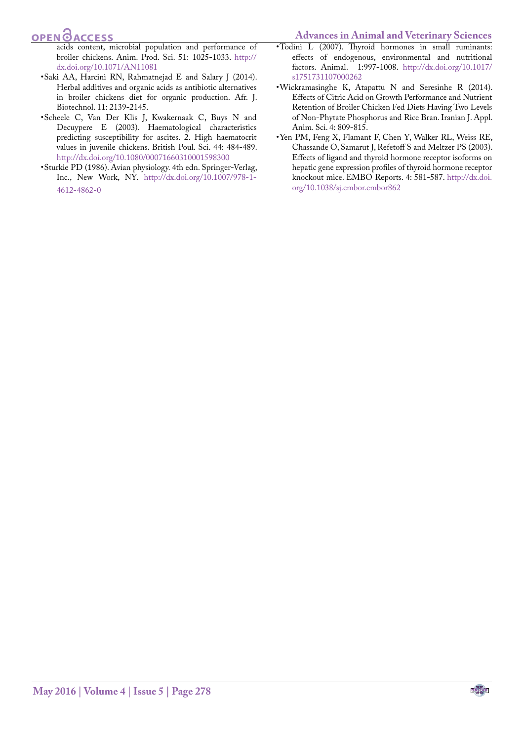acids content, microbial population and performance of broiler chickens. Anim. Prod. Sci. 51: 1025-1033. http://dx.doi.org/10.1071/AN11081

- Saki AA, Harcini RN, Rahmatnejad E and Salary J (2014). Herbal additives and organic acids as antibiotic alternatives in broiler chickens diet for organic production. Afr. J. Biotechnol. 11: 2139-2145.
- Scheele C, Van Der Klis J, Kwakernaak C, Buys N and Decuypere E (2003). Haematological characteristics predicting susceptibility for ascites. 2. High haematocrit values in juvenile chickens. British Poul. Sci. 44: 484-489. http://dx.doi.org/10.1080/00071660310001598300
- Sturkie PD (1986). Avian physiology. 4th edn. Springer-Verlag, Inc., New Work, NY. http://dx.doi.org/10.1007/978-1-4612-4862-0
- Todini L (2007). Thyroid hormones in small ruminants: effects of endogenous, environmental and nutritional factors. Animal. 1:997-1008. http://dx.doi.org/10.1017/s1751731107000262
- Wickramasinghe K, Atapattu N and Seresinhe R (2014). Effects of Citric Acid on Growth Performance and Nutrient Retention of Broiler Chicken Fed Diets Having Two Levels of Non-Phytate Phosphorus and Rice Bran. Iranian J. Appl. Anim. Sci. 4: 809-815.
- Yen PM, Feng X, Flamant F, Chen Y, Walker RL, Weiss RE, Chassande O, Samarut J, Refetoff S and Meltzer PS (2003). Effects of ligand and thyroid hormone receptor isoforms on hepatic gene expression profiles of thyroid hormone receptor knockout mice. EMBO Reports. 4: 581-587. http://dx.doi.org/10.1038/sj.embor.embor862